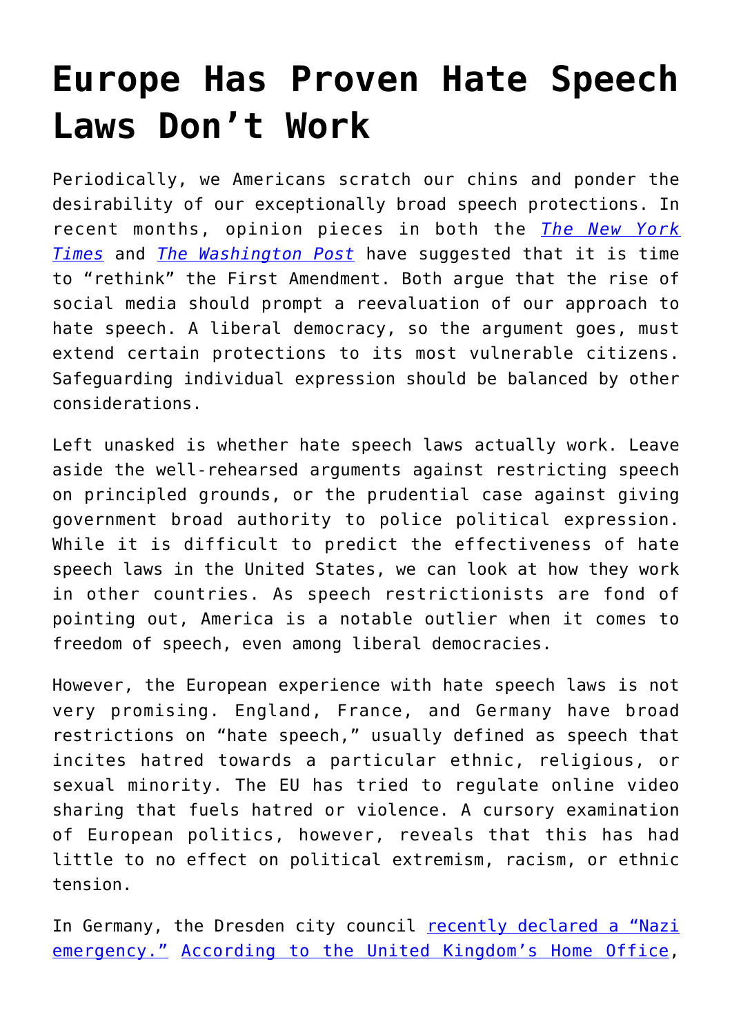# Europe Has Proven Hate Speech Laws Don't Work

Periodically, we Americans scratch our chins and ponder the desirability of our exceptionally broad speech protections. In recent months, opinion pieces in both the [*The New York Times*]() and [*The Washington Post*]() have suggested that it is time to "rethink" the First Amendment. Both argue that the rise of social media should prompt a reevaluation of our approach to hate speech. A liberal democracy, so the argument goes, must extend certain protections to its most vulnerable citizens. Safeguarding individual expression should be balanced by other considerations.

Left unasked is whether hate speech laws actually work. Leave aside the well-rehearsed arguments against restricting speech on principled grounds, or the prudential case against giving government broad authority to police political expression. While it is difficult to predict the effectiveness of hate speech laws in the United States, we can look at how they work in other countries. As speech restrictionists are fond of pointing out, America is a notable outlier when it comes to freedom of speech, even among liberal democracies.

However, the European experience with hate speech laws is not very promising. England, France, and Germany have broad restrictions on "hate speech," usually defined as speech that incites hatred towards a particular ethnic, religious, or sexual minority. The EU has tried to regulate online video sharing that fuels hatred or violence. A cursory examination of European politics, however, reveals that this has had little to no effect on political extremism, racism, or ethnic tension.

In Germany, the Dresden city council [recently declared a "Nazi emergency."]() [According to the United Kingdom's Home Office](),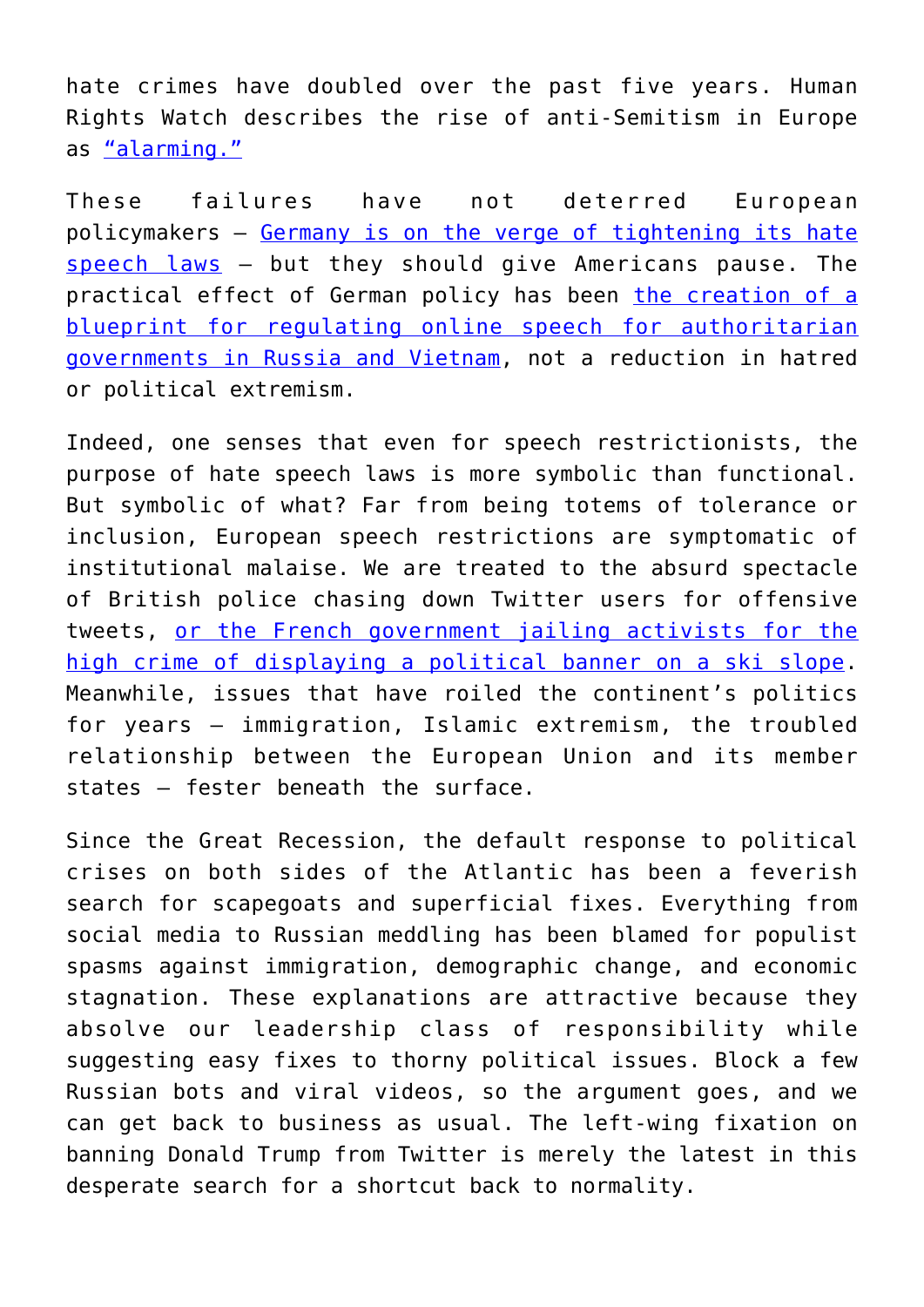hate crimes have doubled over the past five years. Human Rights Watch describes the rise of anti-Semitism in Europe as "alarming."

These failures have not deterred European policymakers — Germany is on the verge of tightening its hate speech laws — but they should give Americans pause. The practical effect of German policy has been the creation of a blueprint for regulating online speech for authoritarian governments in Russia and Vietnam, not a reduction in hatred or political extremism.

Indeed, one senses that even for speech restrictionists, the purpose of hate speech laws is more symbolic than functional. But symbolic of what? Far from being totems of tolerance or inclusion, European speech restrictions are symptomatic of institutional malaise. We are treated to the absurd spectacle of British police chasing down Twitter users for offensive tweets, or the French government jailing activists for the high crime of displaying a political banner on a ski slope. Meanwhile, issues that have roiled the continent's politics for years — immigration, Islamic extremism, the troubled relationship between the European Union and its member states — fester beneath the surface.

Since the Great Recession, the default response to political crises on both sides of the Atlantic has been a feverish search for scapegoats and superficial fixes. Everything from social media to Russian meddling has been blamed for populist spasms against immigration, demographic change, and economic stagnation. These explanations are attractive because they absolve our leadership class of responsibility while suggesting easy fixes to thorny political issues. Block a few Russian bots and viral videos, so the argument goes, and we can get back to business as usual. The left-wing fixation on banning Donald Trump from Twitter is merely the latest in this desperate search for a shortcut back to normality.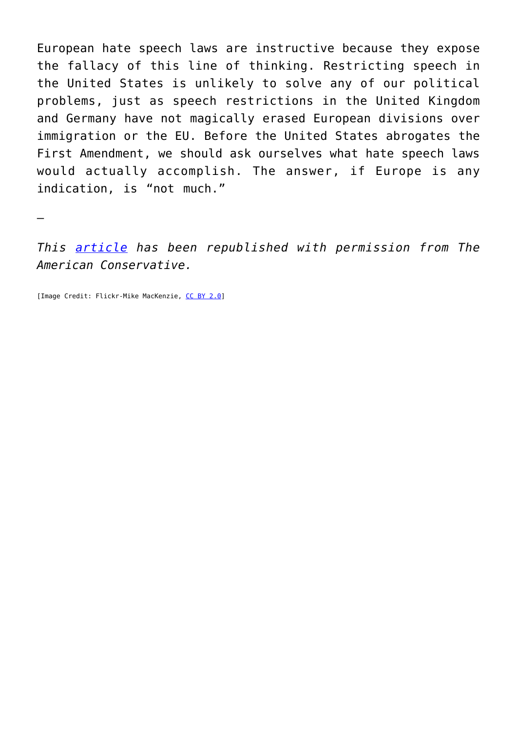European hate speech laws are instructive because they expose the fallacy of this line of thinking. Restricting speech in the United States is unlikely to solve any of our political problems, just as speech restrictions in the United Kingdom and Germany have not magically erased European divisions over immigration or the EU. Before the United States abrogates the First Amendment, we should ask ourselves what hate speech laws would actually accomplish. The answer, if Europe is any indication, is "not much."

—

*This article has been republished with permission from The American Conservative.*

[Image Credit: Flickr-Mike MacKenzie, CC BY 2.0]